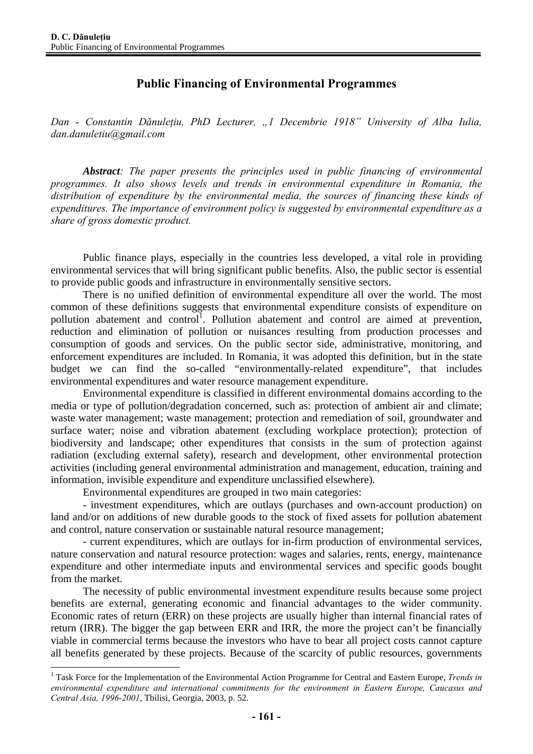# Public Financing of Environmental Programmes

*Dan - Constantin Dănulețiu, PhD Lecturer, „1 Decembrie 1918" University of Alba Iulia, dan.danuletiu@gmail.com*

***Abstract**: The paper presents the principles used in public financing of environmental programmes. It also shows levels and trends in environmental expenditure in Romania, the distribution of expenditure by the environmental media, the sources of financing these kinds of expenditures. The importance of environment policy is suggested by environmental expenditure as a share of gross domestic product.*

Public finance plays, especially in the countries less developed, a vital role in providing environmental services that will bring significant public benefits. Also, the public sector is essential to provide public goods and infrastructure in environmentally sensitive sectors.

There is no unified definition of environmental expenditure all over the world. The most common of these definitions suggests that environmental expenditure consists of expenditure on pollution abatement and control[1]. Pollution abatement and control are aimed at prevention, reduction and elimination of pollution or nuisances resulting from production processes and consumption of goods and services. On the public sector side, administrative, monitoring, and enforcement expenditures are included. In Romania, it was adopted this definition, but in the state budget we can find the so-called "environmentally-related expenditure", that includes environmental expenditures and water resource management expenditure.

Environmental expenditure is classified in different environmental domains according to the media or type of pollution/degradation concerned, such as: protection of ambient air and climate; waste water management; waste management; protection and remediation of soil, groundwater and surface water; noise and vibration abatement (excluding workplace protection); protection of biodiversity and landscape; other expenditures that consists in the sum of protection against radiation (excluding external safety), research and development, other environmental protection activities (including general environmental administration and management, education, training and information, invisible expenditure and expenditure unclassified elsewhere).

Environmental expenditures are grouped in two main categories:

- investment expenditures, which are outlays (purchases and own-account production) on land and/or on additions of new durable goods to the stock of fixed assets for pollution abatement and control, nature conservation or sustainable natural resource management;

- current expenditures, which are outlays for in-firm production of environmental services, nature conservation and natural resource protection: wages and salaries, rents, energy, maintenance expenditure and other intermediate inputs and environmental services and specific goods bought from the market.

The necessity of public environmental investment expenditure results because some project benefits are external, generating economic and financial advantages to the wider community. Economic rates of return (ERR) on these projects are usually higher than internal financial rates of return (IRR). The bigger the gap between ERR and IRR, the more the project can't be financially viable in commercial terms because the investors who have to bear all project costs cannot capture all benefits generated by these projects. Because of the scarcity of public resources, governments

[1] Task Force for the Implementation of the Environmental Action Programme for Central and Eastern Europe, *Trends in environmental expenditure and international commitments for the environment in Eastern Europe, Caucasus and Central Asia, 1996-2001*, Tbilisi, Georgia, 2003, p. 52.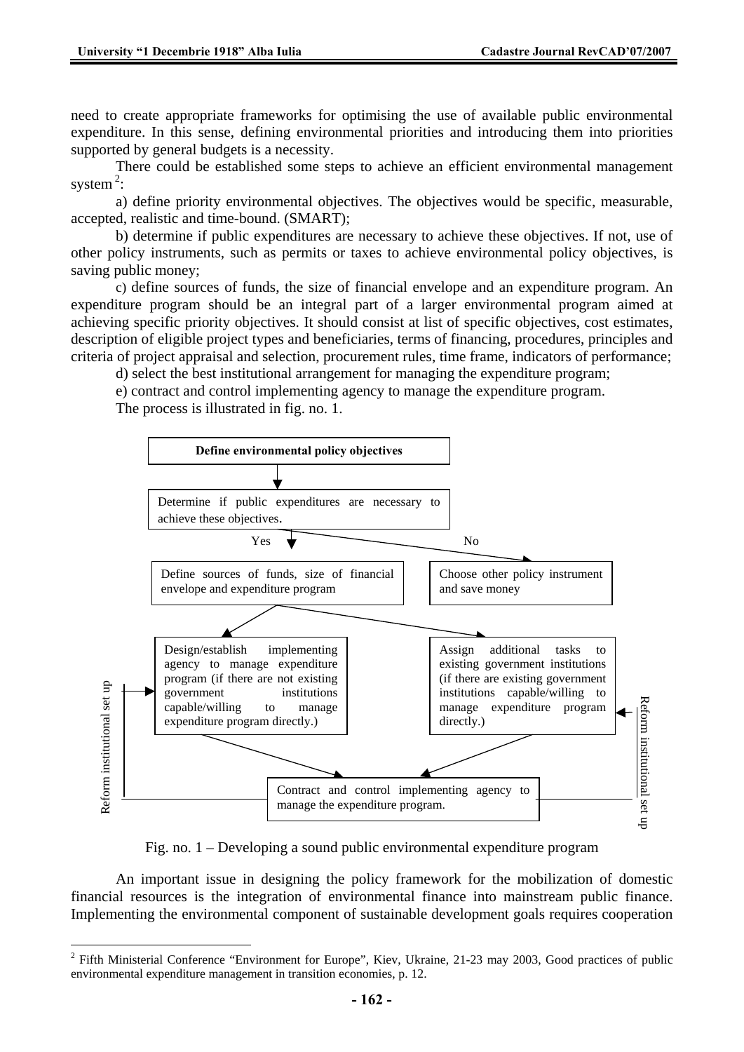need to create appropriate frameworks for optimising the use of available public environmental expenditure. In this sense, defining environmental priorities and introducing them into priorities supported by general budgets is a necessity.

There could be established some steps to achieve an efficient environmental management system[2]:

a) define priority environmental objectives. The objectives would be specific, measurable, accepted, realistic and time-bound. (SMART);

b) determine if public expenditures are necessary to achieve these objectives. If not, use of other policy instruments, such as permits or taxes to achieve environmental policy objectives, is saving public money;

c) define sources of funds, the size of financial envelope and an expenditure program. An expenditure program should be an integral part of a larger environmental program aimed at achieving specific priority objectives. It should consist at list of specific objectives, cost estimates, description of eligible project types and beneficiaries, terms of financing, procedures, principles and criteria of project appraisal and selection, procurement rules, time frame, indicators of performance;

d) select the best institutional arrangement for managing the expenditure program;

e) contract and control implementing agency to manage the expenditure program.

The process is illustrated in fig. no. 1.

**Define environmental policy objectives**

Determine if public expenditures are necessary to achieve these objectives.

Yes → Define sources of funds, size of financial envelope and expenditure program

No → Choose other policy instrument and save money

Design/establish implementing agency to manage expenditure program (if there are not existing government institutions capable/willing to manage expenditure program directly.)

Assign additional tasks to existing government institutions (if there are existing government institutions capable/willing to manage expenditure program directly.)

Contract and control implementing agency to manage the expenditure program.

Reform institutional set up

Reform institutional set up

Fig. no. 1 – Developing a sound public environmental expenditure program

An important issue in designing the policy framework for the mobilization of domestic financial resources is the integration of environmental finance into mainstream public finance. Implementing the environmental component of sustainable development goals requires cooperation

[2] Fifth Ministerial Conference "Environment for Europe", Kiev, Ukraine, 21-23 may 2003, Good practices of public environmental expenditure management in transition economies, p. 12.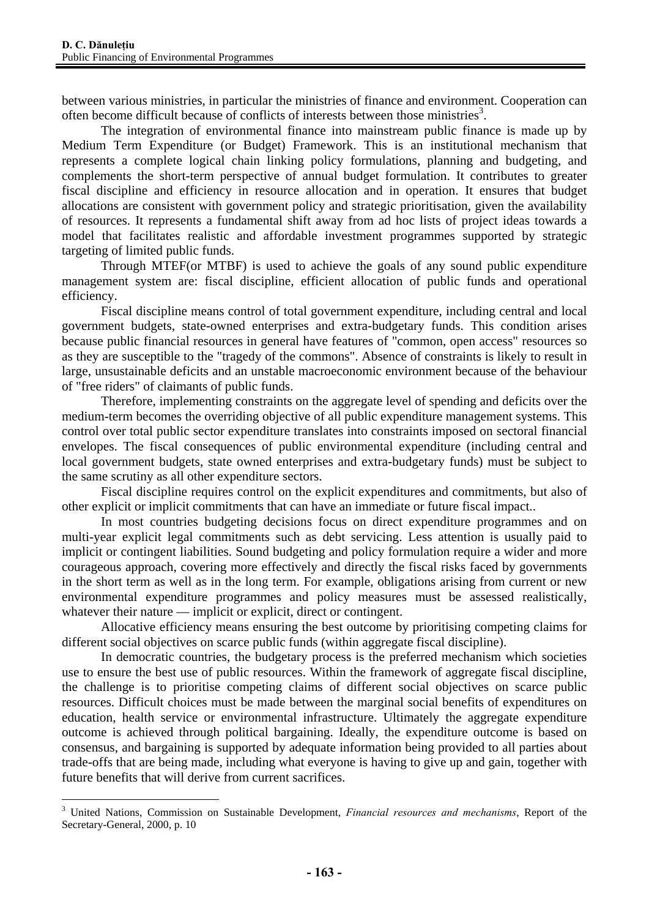between various ministries, in particular the ministries of finance and environment. Cooperation can often become difficult because of conflicts of interests between those ministries[3].

The integration of environmental finance into mainstream public finance is made up by Medium Term Expenditure (or Budget) Framework. This is an institutional mechanism that represents a complete logical chain linking policy formulations, planning and budgeting, and complements the short-term perspective of annual budget formulation. It contributes to greater fiscal discipline and efficiency in resource allocation and in operation. It ensures that budget allocations are consistent with government policy and strategic prioritisation, given the availability of resources. It represents a fundamental shift away from ad hoc lists of project ideas towards a model that facilitates realistic and affordable investment programmes supported by strategic targeting of limited public funds.

Through MTEF(or MTBF) is used to achieve the goals of any sound public expenditure management system are: fiscal discipline, efficient allocation of public funds and operational efficiency.

Fiscal discipline means control of total government expenditure, including central and local government budgets, state-owned enterprises and extra-budgetary funds. This condition arises because public financial resources in general have features of "common, open access" resources so as they are susceptible to the "tragedy of the commons". Absence of constraints is likely to result in large, unsustainable deficits and an unstable macroeconomic environment because of the behaviour of "free riders" of claimants of public funds.

Therefore, implementing constraints on the aggregate level of spending and deficits over the medium-term becomes the overriding objective of all public expenditure management systems. This control over total public sector expenditure translates into constraints imposed on sectoral financial envelopes. The fiscal consequences of public environmental expenditure (including central and local government budgets, state owned enterprises and extra-budgetary funds) must be subject to the same scrutiny as all other expenditure sectors.

Fiscal discipline requires control on the explicit expenditures and commitments, but also of other explicit or implicit commitments that can have an immediate or future fiscal impact..

In most countries budgeting decisions focus on direct expenditure programmes and on multi-year explicit legal commitments such as debt servicing. Less attention is usually paid to implicit or contingent liabilities. Sound budgeting and policy formulation require a wider and more courageous approach, covering more effectively and directly the fiscal risks faced by governments in the short term as well as in the long term. For example, obligations arising from current or new environmental expenditure programmes and policy measures must be assessed realistically, whatever their nature — implicit or explicit, direct or contingent.

Allocative efficiency means ensuring the best outcome by prioritising competing claims for different social objectives on scarce public funds (within aggregate fiscal discipline).

In democratic countries, the budgetary process is the preferred mechanism which societies use to ensure the best use of public resources. Within the framework of aggregate fiscal discipline, the challenge is to prioritise competing claims of different social objectives on scarce public resources. Difficult choices must be made between the marginal social benefits of expenditures on education, health service or environmental infrastructure. Ultimately the aggregate expenditure outcome is achieved through political bargaining. Ideally, the expenditure outcome is based on consensus, and bargaining is supported by adequate information being provided to all parties about trade-offs that are being made, including what everyone is having to give up and gain, together with future benefits that will derive from current sacrifices.

---

[3] United Nations, Commission on Sustainable Development, *Financial resources and mechanisms*, Report of the Secretary-General, 2000, p. 10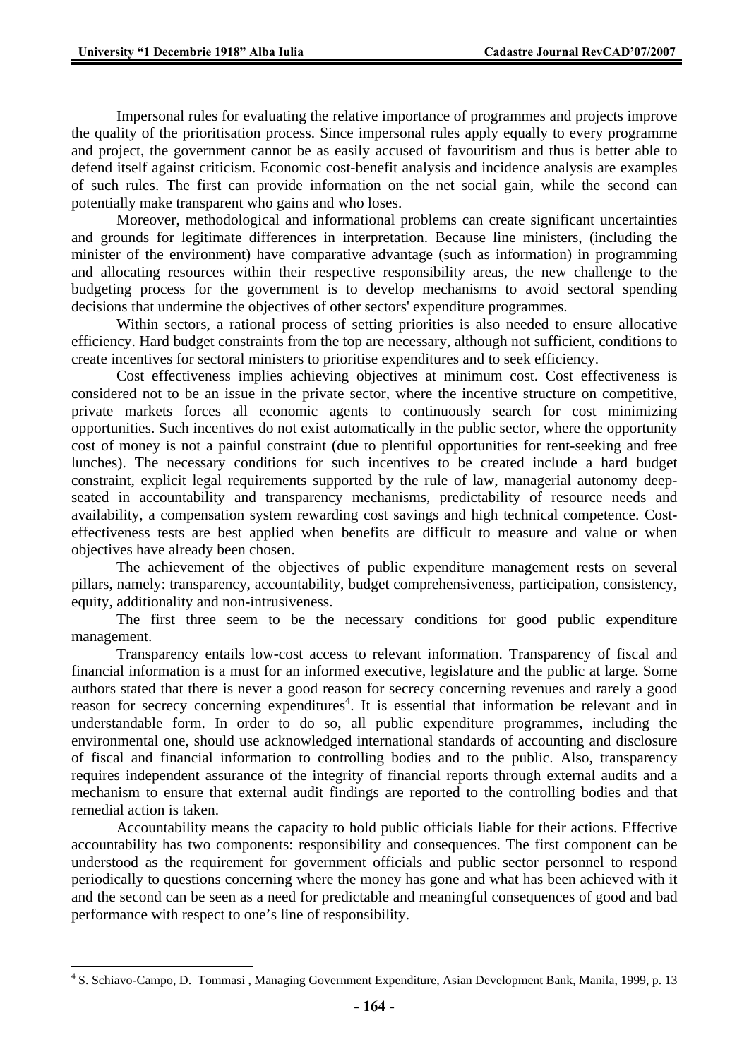Impersonal rules for evaluating the relative importance of programmes and projects improve the quality of the prioritisation process. Since impersonal rules apply equally to every programme and project, the government cannot be as easily accused of favouritism and thus is better able to defend itself against criticism. Economic cost-benefit analysis and incidence analysis are examples of such rules. The first can provide information on the net social gain, while the second can potentially make transparent who gains and who loses.

Moreover, methodological and informational problems can create significant uncertainties and grounds for legitimate differences in interpretation. Because line ministers, (including the minister of the environment) have comparative advantage (such as information) in programming and allocating resources within their respective responsibility areas, the new challenge to the budgeting process for the government is to develop mechanisms to avoid sectoral spending decisions that undermine the objectives of other sectors' expenditure programmes.

Within sectors, a rational process of setting priorities is also needed to ensure allocative efficiency. Hard budget constraints from the top are necessary, although not sufficient, conditions to create incentives for sectoral ministers to prioritise expenditures and to seek efficiency.

Cost effectiveness implies achieving objectives at minimum cost. Cost effectiveness is considered not to be an issue in the private sector, where the incentive structure on competitive, private markets forces all economic agents to continuously search for cost minimizing opportunities. Such incentives do not exist automatically in the public sector, where the opportunity cost of money is not a painful constraint (due to plentiful opportunities for rent-seeking and free lunches). The necessary conditions for such incentives to be created include a hard budget constraint, explicit legal requirements supported by the rule of law, managerial autonomy deep-seated in accountability and transparency mechanisms, predictability of resource needs and availability, a compensation system rewarding cost savings and high technical competence. Cost-effectiveness tests are best applied when benefits are difficult to measure and value or when objectives have already been chosen.

The achievement of the objectives of public expenditure management rests on several pillars, namely: transparency, accountability, budget comprehensiveness, participation, consistency, equity, additionality and non-intrusiveness.

The first three seem to be the necessary conditions for good public expenditure management.

Transparency entails low-cost access to relevant information. Transparency of fiscal and financial information is a must for an informed executive, legislature and the public at large. Some authors stated that there is never a good reason for secrecy concerning revenues and rarely a good reason for secrecy concerning expenditures[4]. It is essential that information be relevant and in understandable form. In order to do so, all public expenditure programmes, including the environmental one, should use acknowledged international standards of accounting and disclosure of fiscal and financial information to controlling bodies and to the public. Also, transparency requires independent assurance of the integrity of financial reports through external audits and a mechanism to ensure that external audit findings are reported to the controlling bodies and that remedial action is taken.

Accountability means the capacity to hold public officials liable for their actions. Effective accountability has two components: responsibility and consequences. The first component can be understood as the requirement for government officials and public sector personnel to respond periodically to questions concerning where the money has gone and what has been achieved with it and the second can be seen as a need for predictable and meaningful consequences of good and bad performance with respect to one's line of responsibility.

---

[4] S. Schiavo-Campo, D. Tommasi , Managing Government Expenditure, Asian Development Bank, Manila, 1999, p. 13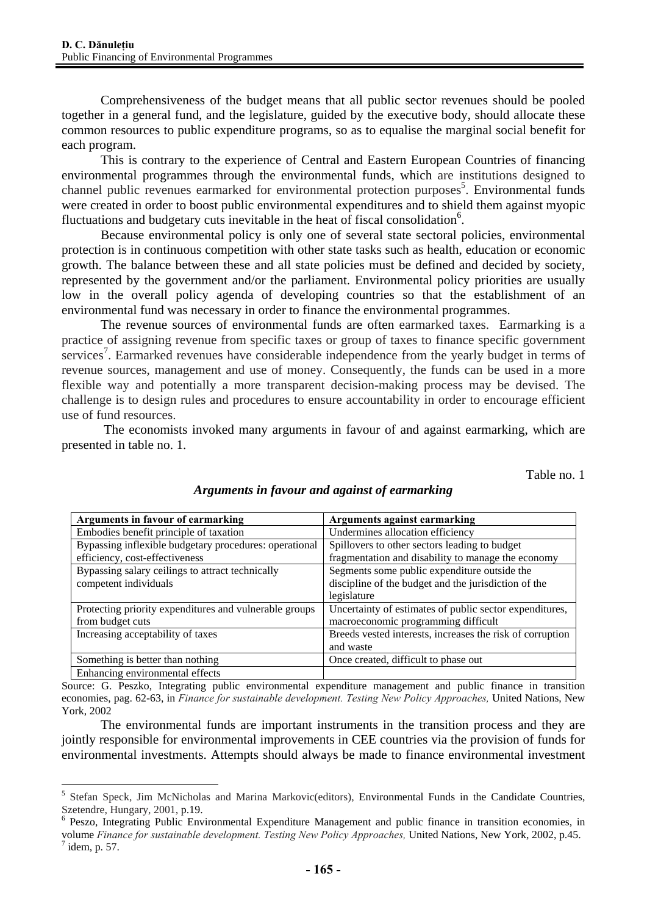Comprehensiveness of the budget means that all public sector revenues should be pooled together in a general fund, and the legislature, guided by the executive body, should allocate these common resources to public expenditure programs, so as to equalise the marginal social benefit for each program.

This is contrary to the experience of Central and Eastern European Countries of financing environmental programmes through the environmental funds, which are institutions designed to channel public revenues earmarked for environmental protection purposes[5]. Environmental funds were created in order to boost public environmental expenditures and to shield them against myopic fluctuations and budgetary cuts inevitable in the heat of fiscal consolidation[6].

Because environmental policy is only one of several state sectoral policies, environmental protection is in continuous competition with other state tasks such as health, education or economic growth. The balance between these and all state policies must be defined and decided by society, represented by the government and/or the parliament. Environmental policy priorities are usually low in the overall policy agenda of developing countries so that the establishment of an environmental fund was necessary in order to finance the environmental programmes.

The revenue sources of environmental funds are often earmarked taxes. Earmarking is a practice of assigning revenue from specific taxes or group of taxes to finance specific government services[7]. Earmarked revenues have considerable independence from the yearly budget in terms of revenue sources, management and use of money. Consequently, the funds can be used in a more flexible way and potentially a more transparent decision-making process may be devised. The challenge is to design rules and procedures to ensure accountability in order to encourage efficient use of fund resources.

The economists invoked many arguments in favour of and against earmarking, which are presented in table no. 1.

Table no. 1

***Arguments in favour and against of earmarking***

| Arguments in favour of earmarking | Arguments against earmarking |
|---|---|
| Embodies benefit principle of taxation | Undermines allocation efficiency |
| Bypassing inflexible budgetary procedures: operational efficiency, cost-effectiveness | Spillovers to other sectors leading to budget fragmentation and disability to manage the economy |
| Bypassing salary ceilings to attract technically competent individuals | Segments some public expenditure outside the discipline of the budget and the jurisdiction of the legislature |
| Protecting priority expenditures and vulnerable groups from budget cuts | Uncertainty of estimates of public sector expenditures, macroeconomic programming difficult |
| Increasing acceptability of taxes | Breeds vested interests, increases the risk of corruption and waste |
| Something is better than nothing | Once created, difficult to phase out |
| Enhancing environmental effects | |

Source: G. Peszko, Integrating public environmental expenditure management and public finance in transition economies, pag. 62-63, in *Finance for sustainable development. Testing New Policy Approaches,* United Nations, New York, 2002

The environmental funds are important instruments in the transition process and they are jointly responsible for environmental improvements in CEE countries via the provision of funds for environmental investments. Attempts should always be made to finance environmental investment

---

[5] Stefan Speck, Jim McNicholas and Marina Markovic(editors), Environmental Funds in the Candidate Countries, Szetendre, Hungary, 2001, p.19.

[6] Peszo, Integrating Public Environmental Expenditure Management and public finance in transition economies, in volume *Finance for sustainable development. Testing New Policy Approaches,* United Nations, New York, 2002, p.45.

[7] idem, p. 57.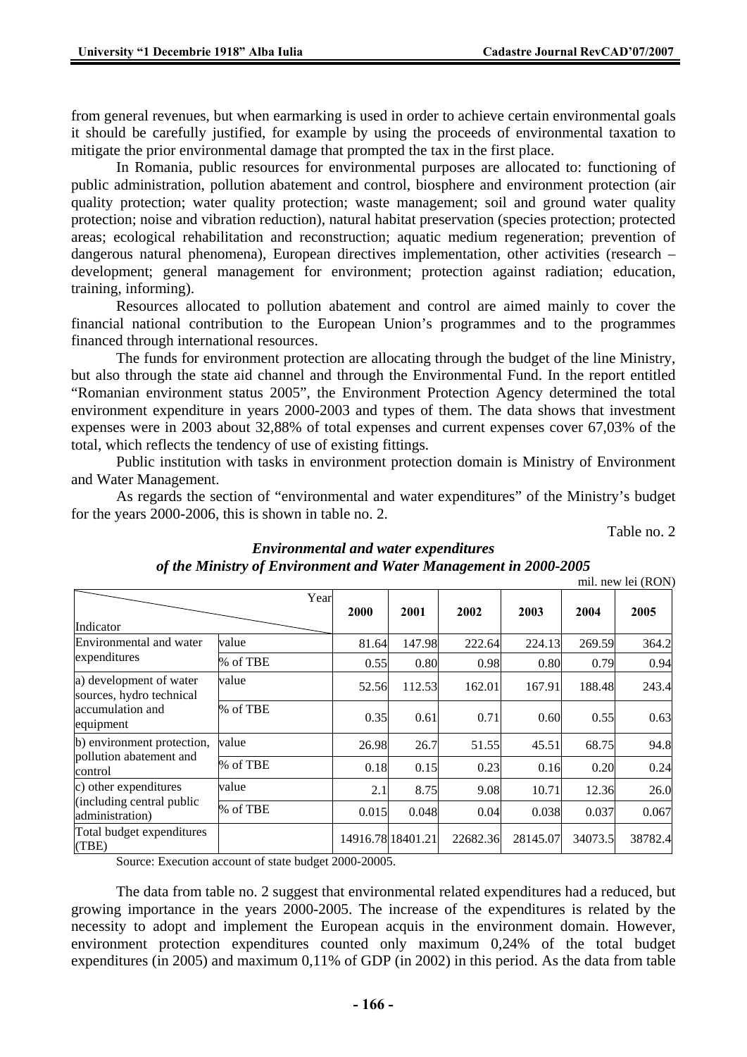from general revenues, but when earmarking is used in order to achieve certain environmental goals it should be carefully justified, for example by using the proceeds of environmental taxation to mitigate the prior environmental damage that prompted the tax in the first place.

In Romania, public resources for environmental purposes are allocated to: functioning of public administration, pollution abatement and control, biosphere and environment protection (air quality protection; water quality protection; waste management; soil and ground water quality protection; noise and vibration reduction), natural habitat preservation (species protection; protected areas; ecological rehabilitation and reconstruction; aquatic medium regeneration; prevention of dangerous natural phenomena), European directives implementation, other activities (research – development; general management for environment; protection against radiation; education, training, informing).

Resources allocated to pollution abatement and control are aimed mainly to cover the financial national contribution to the European Union's programmes and to the programmes financed through international resources.

The funds for environment protection are allocating through the budget of the line Ministry, but also through the state aid channel and through the Environmental Fund. In the report entitled "Romanian environment status 2005", the Environment Protection Agency determined the total environment expenditure in years 2000-2003 and types of them. The data shows that investment expenses were in 2003 about 32,88% of total expenses and current expenses cover 67,03% of the total, which reflects the tendency of use of existing fittings.

Public institution with tasks in environment protection domain is Ministry of Environment and Water Management.

As regards the section of "environmental and water expenditures" of the Ministry's budget for the years 2000-2006, this is shown in table no. 2.

Table no. 2

***Environmental and water expenditures of the Ministry of Environment and Water Management in 2000-2005***

mil. new lei (RON)

| Indicator | Year | 2000 | 2001 | 2002 | 2003 | 2004 | 2005 |
|---|---|---|---|---|---|---|---|
| Environmental and water expenditures | value | 81.64 | 147.98 | 222.64 | 224.13 | 269.59 | 364.2 |
| | % of TBE | 0.55 | 0.80 | 0.98 | 0.80 | 0.79 | 0.94 |
| a) development of water sources, hydro technical accumulation and equipment | value | 52.56 | 112.53 | 162.01 | 167.91 | 188.48 | 243.4 |
| | % of TBE | 0.35 | 0.61 | 0.71 | 0.60 | 0.55 | 0.63 |
| b) environment protection, pollution abatement and control | value | 26.98 | 26.7 | 51.55 | 45.51 | 68.75 | 94.8 |
| | % of TBE | 0.18 | 0.15 | 0.23 | 0.16 | 0.20 | 0.24 |
| c) other expenditures (including central public administration) | value | 2.1 | 8.75 | 9.08 | 10.71 | 12.36 | 26.0 |
| | % of TBE | 0.015 | 0.048 | 0.04 | 0.038 | 0.037 | 0.067 |
| Total budget expenditures (TBE) | | 14916.78 | 18401.21 | 22682.36 | 28145.07 | 34073.5 | 38782.4 |

Source: Execution account of state budget 2000-20005.

The data from table no. 2 suggest that environmental related expenditures had a reduced, but growing importance in the years 2000-2005. The increase of the expenditures is related by the necessity to adopt and implement the European acquis in the environment domain. However, environment protection expenditures counted only maximum 0,24% of the total budget expenditures (in 2005) and maximum 0,11% of GDP (in 2002) in this period. As the data from table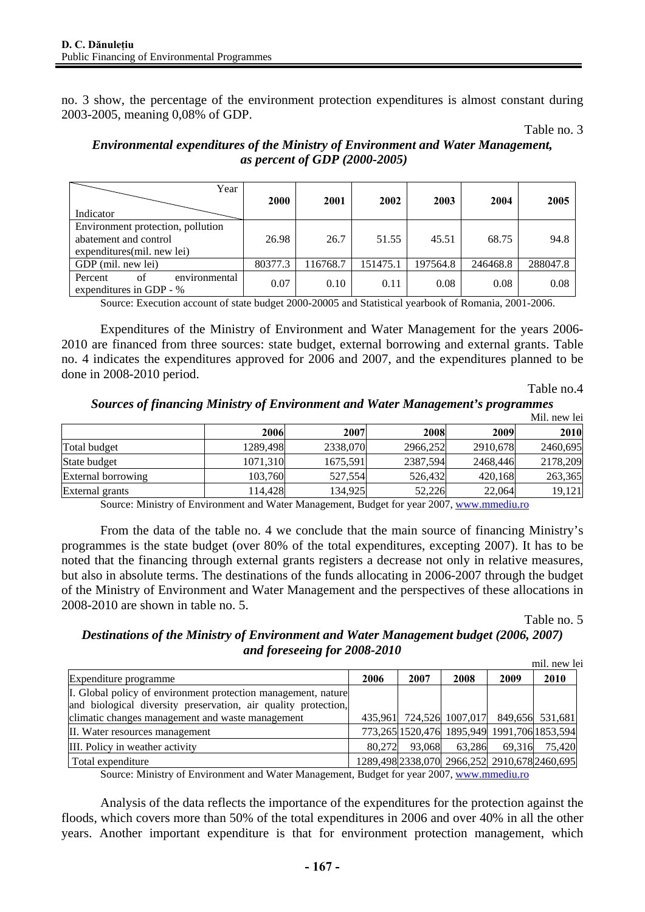no. 3 show, the percentage of the environment protection expenditures is almost constant during 2003-2005, meaning 0,08% of GDP.

Table no. 3

***Environmental expenditures of the Ministry of Environment and Water Management, as percent of GDP (2000-2005)***

| Indicator / Year | 2000 | 2001 | 2002 | 2003 | 2004 | 2005 |
|---|---|---|---|---|---|---|
| Environment protection, pollution abatement and control expenditures(mil. new lei) | 26.98 | 26.7 | 51.55 | 45.51 | 68.75 | 94.8 |
| GDP (mil. new lei) | 80377.3 | 116768.7 | 151475.1 | 197564.8 | 246468.8 | 288047.8 |
| Percent of environmental expenditures in GDP - % | 0.07 | 0.10 | 0.11 | 0.08 | 0.08 | 0.08 |

Source: Execution account of state budget 2000-20005 and Statistical yearbook of Romania, 2001-2006.

Expenditures of the Ministry of Environment and Water Management for the years 2006-2010 are financed from three sources: state budget, external borrowing and external grants. Table no. 4 indicates the expenditures approved for 2006 and 2007, and the expenditures planned to be done in 2008-2010 period.

Table no.4

***Sources of financing Ministry of Environment and Water Management's programmes***

Mil. new lei

| | 2006 | 2007 | 2008 | 2009 | 2010 |
|---|---|---|---|---|---|
| Total budget | 1289,498 | 2338,070 | 2966,252 | 2910,678 | 2460,695 |
| State budget | 1071,310 | 1675,591 | 2387,594 | 2468,446 | 2178,209 |
| External borrowing | 103,760 | 527,554 | 526,432 | 420,168 | 263,365 |
| External grants | 114,428 | 134,925 | 52,226 | 22,064 | 19,121 |

Source: Ministry of Environment and Water Management, Budget for year 2007, www.mmediu.ro

From the data of the table no. 4 we conclude that the main source of financing Ministry's programmes is the state budget (over 80% of the total expenditures, excepting 2007). It has to be noted that the financing through external grants registers a decrease not only in relative measures, but also in absolute terms. The destinations of the funds allocating in 2006-2007 through the budget of the Ministry of Environment and Water Management and the perspectives of these allocations in 2008-2010 are shown in table no. 5.

Table no. 5

***Destinations of the Ministry of Environment and Water Management budget (2006, 2007) and foreseeing for 2008-2010***

mil. new lei

| Expenditure programme | 2006 | 2007 | 2008 | 2009 | 2010 |
|---|---|---|---|---|---|
| I. Global policy of environment protection management, nature and biological diversity preservation, air quality protection, climatic changes management and waste management | 435,961 | 724,526 | 1007,017 | 849,656 | 531,681 |
| II. Water resources management | 773,265 | 1520,476 | 1895,949 | 1991,706 | 1853,594 |
| III. Policy in weather activity | 80,272 | 93,068 | 63,286 | 69,316 | 75,420 |
| Total expenditure | 1289,498 | 2338,070 | 2966,252 | 2910,678 | 2460,695 |

Source: Ministry of Environment and Water Management, Budget for year 2007, www.mmediu.ro

Analysis of the data reflects the importance of the expenditures for the protection against the floods, which covers more than 50% of the total expenditures in 2006 and over 40% in all the other years. Another important expenditure is that for environment protection management, which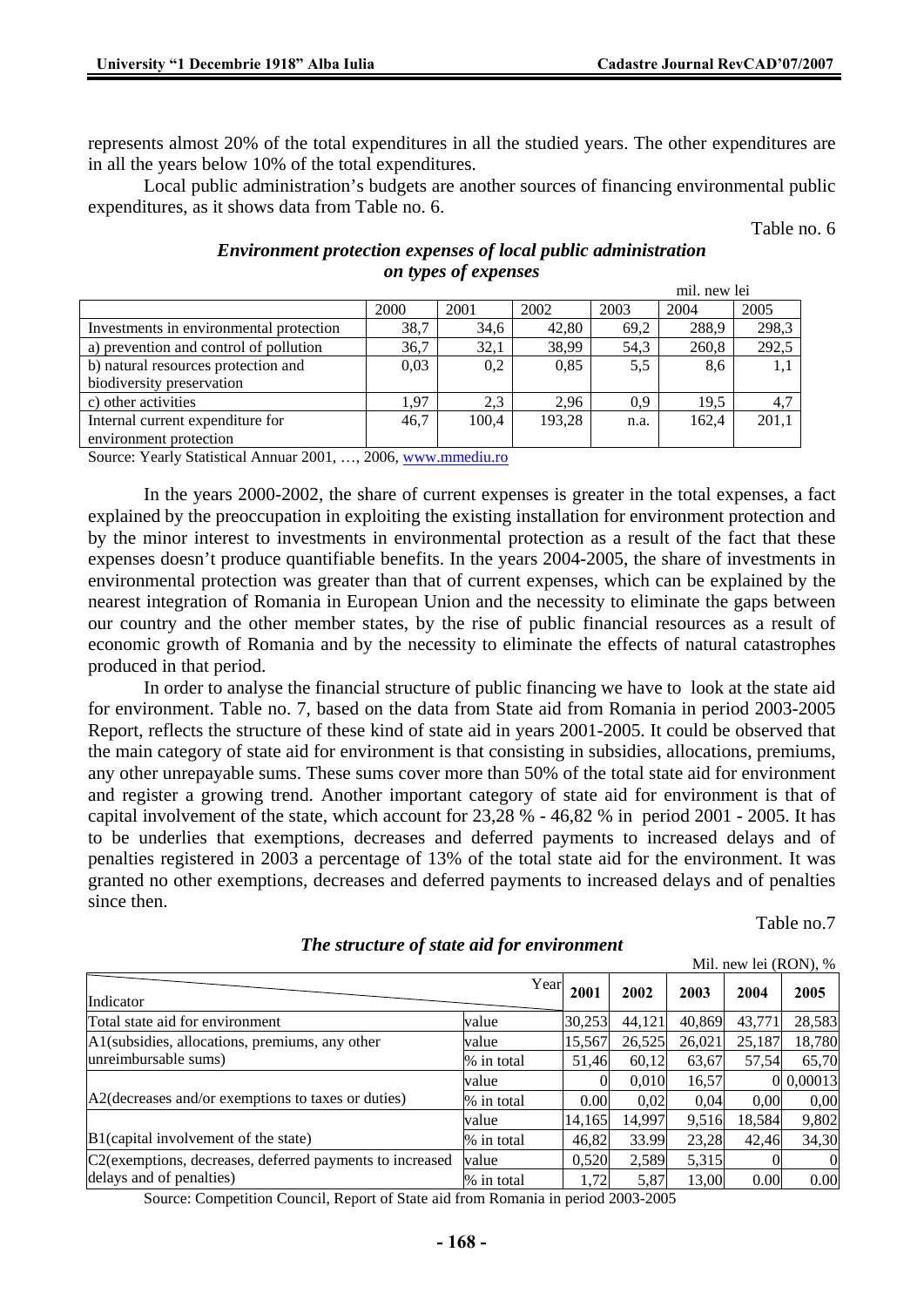represents almost 20% of the total expenditures in all the studied years. The other expenditures are in all the years below 10% of the total expenditures.

Local public administration's budgets are another sources of financing environmental public expenditures, as it shows data from Table no. 6.

Table no. 6

***Environment protection expenses of local public administration on types of expenses***

mil. new lei

| | 2000 | 2001 | 2002 | 2003 | 2004 | 2005 |
|---|---|---|---|---|---|---|
| Investments in environmental protection | 38,7 | 34,6 | 42,80 | 69,2 | 288,9 | 298,3 |
| a) prevention and control of pollution | 36,7 | 32,1 | 38,99 | 54,3 | 260,8 | 292,5 |
| b) natural resources protection and biodiversity preservation | 0,03 | 0,2 | 0,85 | 5,5 | 8,6 | 1,1 |
| c) other activities | 1,97 | 2,3 | 2,96 | 0,9 | 19,5 | 4,7 |
| Internal current expenditure for environment protection | 46,7 | 100,4 | 193,28 | n.a. | 162,4 | 201,1 |

Source: Yearly Statistical Annuar 2001, …, 2006, www.mmediu.ro

In the years 2000-2002, the share of current expenses is greater in the total expenses, a fact explained by the preoccupation in exploiting the existing installation for environment protection and by the minor interest to investments in environmental protection as a result of the fact that these expenses doesn't produce quantifiable benefits. In the years 2004-2005, the share of investments in environmental protection was greater than that of current expenses, which can be explained by the nearest integration of Romania in European Union and the necessity to eliminate the gaps between our country and the other member states, by the rise of public financial resources as a result of economic growth of Romania and by the necessity to eliminate the effects of natural catastrophes produced in that period.

In order to analyse the financial structure of public financing we have to look at the state aid for environment. Table no. 7, based on the data from State aid from Romania in period 2003-2005 Report, reflects the structure of these kind of state aid in years 2001-2005. It could be observed that the main category of state aid for environment is that consisting in subsidies, allocations, premiums, any other unrepayable sums. These sums cover more than 50% of the total state aid for environment and register a growing trend. Another important category of state aid for environment is that of capital involvement of the state, which account for 23,28 % - 46,82 % in period 2001 - 2005. It has to be underlies that exemptions, decreases and deferred payments to increased delays and of penalties registered in 2003 a percentage of 13% of the total state aid for the environment. It was granted no other exemptions, decreases and deferred payments to increased delays and of penalties since then.

Table no.7

***The structure of state aid for environment***

Mil. new lei (RON), %

| Indicator | Year | 2001 | 2002 | 2003 | 2004 | 2005 |
|---|---|---|---|---|---|---|
| Total state aid for environment | value | 30,253 | 44,121 | 40,869 | 43,771 | 28,583 |
| A1(subsidies, allocations, premiums, any other unreimbursable sums) | value | 15,567 | 26,525 | 26,021 | 25,187 | 18,780 |
| | % in total | 51,46 | 60,12 | 63,67 | 57,54 | 65,70 |
| A2(decreases and/or exemptions to taxes or duties) | value | 0 | 0,010 | 16,57 | 0 | 0,00013 |
| | % in total | 0.00 | 0,02 | 0,04 | 0,00 | 0,00 |
| B1(capital involvement of the state) | value | 14,165 | 14,997 | 9,516 | 18,584 | 9,802 |
| | % in total | 46,82 | 33.99 | 23,28 | 42,46 | 34,30 |
| C2(exemptions, decreases, deferred payments to increased delays and of penalties) | value | 0,520 | 2,589 | 5,315 | 0 | 0 |
| | % in total | 1,72 | 5,87 | 13,00 | 0.00 | 0.00 |

Source: Competition Council, Report of State aid from Romania in period 2003-2005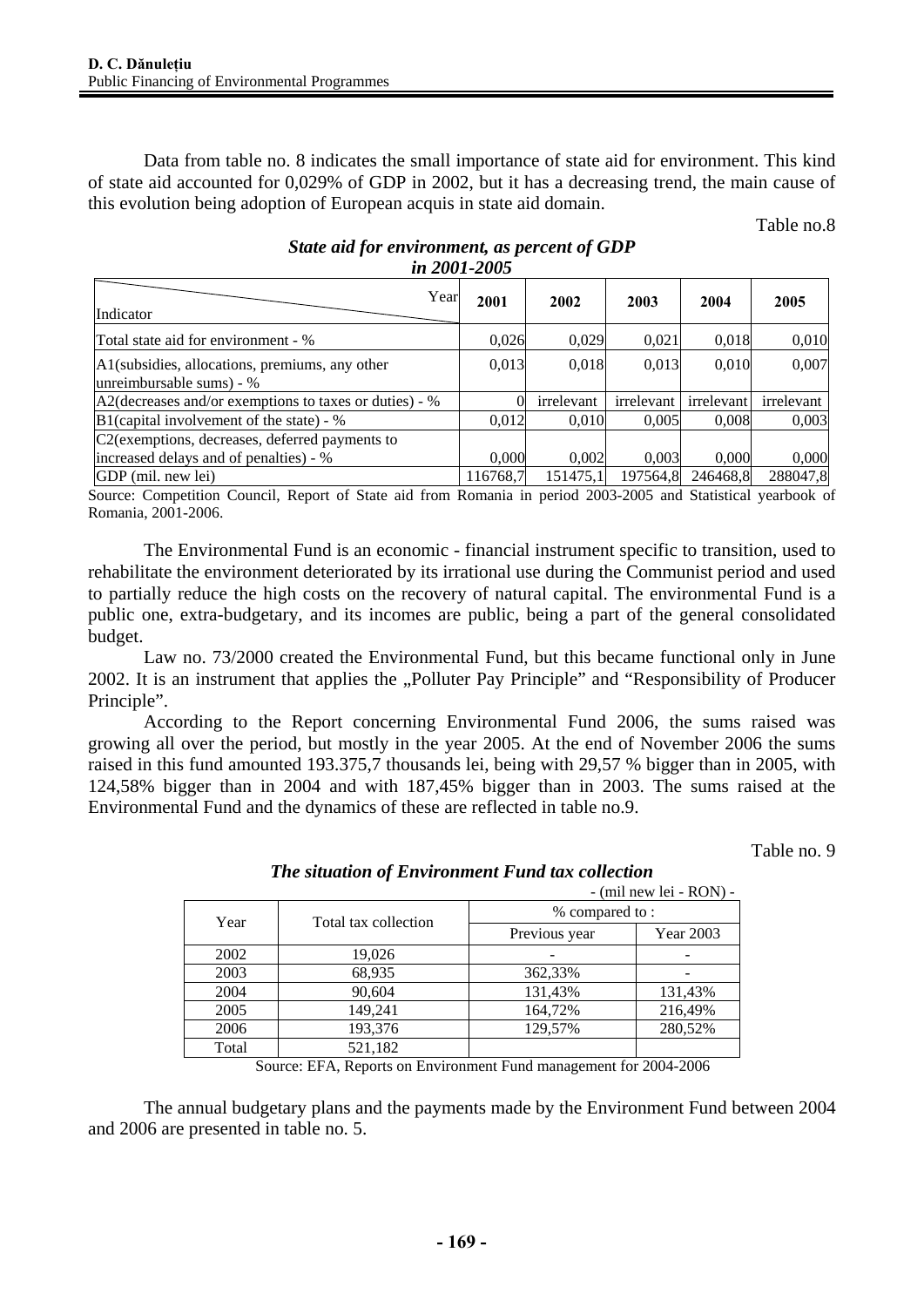Data from table no. 8 indicates the small importance of state aid for environment. This kind of state aid accounted for 0,029% of GDP in 2002, but it has a decreasing trend, the main cause of this evolution being adoption of European acquis in state aid domain.

Table no.8

***State aid for environment, as percent of GDP in 2001-2005***

| Indicator / Year | 2001 | 2002 | 2003 | 2004 | 2005 |
|---|---|---|---|---|---|
| Total state aid for environment - % | 0,026 | 0,029 | 0,021 | 0,018 | 0,010 |
| A1(subsidies, allocations, premiums, any other unreimbursable sums) - % | 0,013 | 0,018 | 0,013 | 0,010 | 0,007 |
| A2(decreases and/or exemptions to taxes or duties) - % | 0 | irrelevant | irrelevant | irrelevant | irrelevant |
| B1(capital involvement of the state) - % | 0,012 | 0,010 | 0,005 | 0,008 | 0,003 |
| C2(exemptions, decreases, deferred payments to increased delays and of penalties) - % | 0,000 | 0,002 | 0,003 | 0,000 | 0,000 |
| GDP (mil. new lei) | 116768,7 | 151475,1 | 197564,8 | 246468,8 | 288047,8 |

Source: Competition Council, Report of State aid from Romania in period 2003-2005 and Statistical yearbook of Romania, 2001-2006.

The Environmental Fund is an economic - financial instrument specific to transition, used to rehabilitate the environment deteriorated by its irrational use during the Communist period and used to partially reduce the high costs on the recovery of natural capital. The environmental Fund is a public one, extra-budgetary, and its incomes are public, being a part of the general consolidated budget.

Law no. 73/2000 created the Environmental Fund, but this became functional only in June 2002. It is an instrument that applies the „Polluter Pay Principle" and "Responsibility of Producer Principle".

According to the Report concerning Environmental Fund 2006, the sums raised was growing all over the period, but mostly in the year 2005. At the end of November 2006 the sums raised in this fund amounted 193.375,7 thousands lei, being with 29,57 % bigger than in 2005, with 124,58% bigger than in 2004 and with 187,45% bigger than in 2003. The sums raised at the Environmental Fund and the dynamics of these are reflected in table no.9.

Table no. 9

***The situation of Environment Fund tax collection***

- (mil new lei - RON) -

| Year | Total tax collection | % compared to : | |
|---|---|---|---|
| | | Previous year | Year 2003 |
| 2002 | 19,026 | - | - |
| 2003 | 68,935 | 362,33% | - |
| 2004 | 90,604 | 131,43% | 131,43% |
| 2005 | 149,241 | 164,72% | 216,49% |
| 2006 | 193,376 | 129,57% | 280,52% |
| Total | 521,182 | | |

Source: EFA, Reports on Environment Fund management for 2004-2006

The annual budgetary plans and the payments made by the Environment Fund between 2004 and 2006 are presented in table no. 5.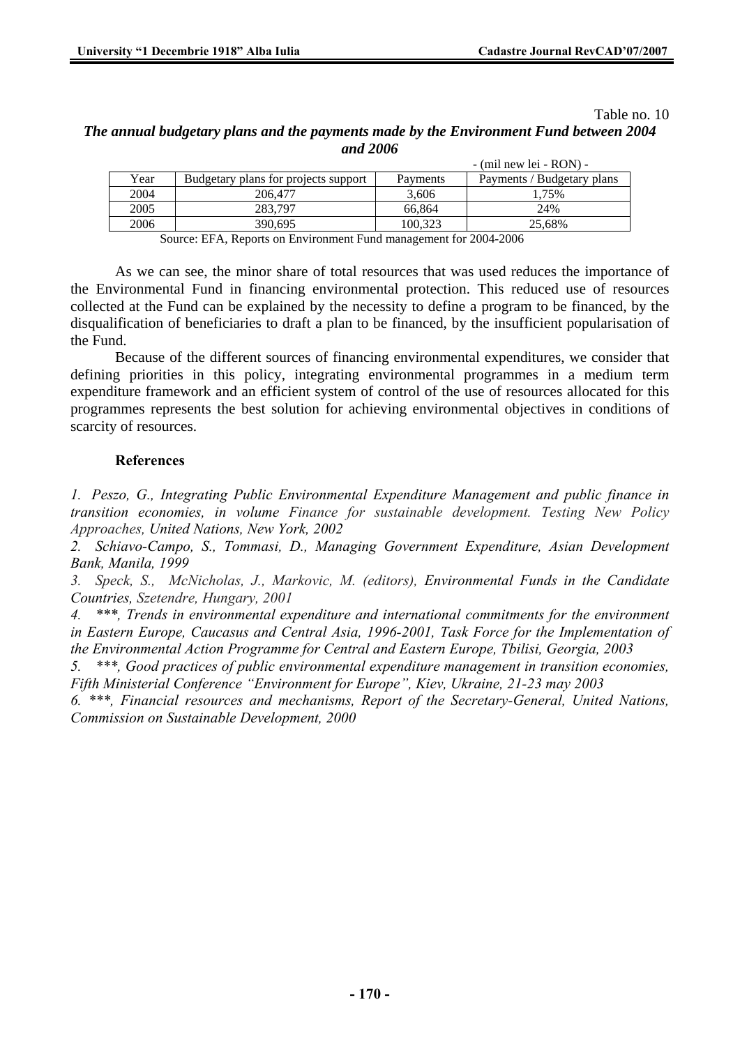Table no. 10

***The annual budgetary plans and the payments made by the Environment Fund between 2004 and 2006***

- (mil new lei - RON) -

| Year | Budgetary plans for projects support | Payments | Payments / Budgetary plans |
|---|---|---|---|
| 2004 | 206,477 | 3,606 | 1,75% |
| 2005 | 283,797 | 66,864 | 24% |
| 2006 | 390,695 | 100,323 | 25,68% |

Source: EFA, Reports on Environment Fund management for 2004-2006

As we can see, the minor share of total resources that was used reduces the importance of the Environmental Fund in financing environmental protection. This reduced use of resources collected at the Fund can be explained by the necessity to define a program to be financed, by the disqualification of beneficiaries to draft a plan to be financed, by the insufficient popularisation of the Fund.

Because of the different sources of financing environmental expenditures, we consider that defining priorities in this policy, integrating environmental programmes in a medium term expenditure framework and an efficient system of control of the use of resources allocated for this programmes represents the best solution for achieving environmental objectives in conditions of scarcity of resources.

### References

*1. Peszo, G., Integrating Public Environmental Expenditure Management and public finance in transition economies, in volume Finance for sustainable development. Testing New Policy Approaches, United Nations, New York, 2002*

*2. Schiavo-Campo, S., Tommasi, D., Managing Government Expenditure, Asian Development Bank, Manila, 1999*

*3. Speck, S., McNicholas, J., Markovic, M. (editors), Environmental Funds in the Candidate Countries, Szetendre, Hungary, 2001*

*4. \*\*\*, Trends in environmental expenditure and international commitments for the environment in Eastern Europe, Caucasus and Central Asia, 1996-2001, Task Force for the Implementation of the Environmental Action Programme for Central and Eastern Europe, Tbilisi, Georgia, 2003*

*5. \*\*\*, Good practices of public environmental expenditure management in transition economies, Fifth Ministerial Conference "Environment for Europe", Kiev, Ukraine, 21-23 may 2003*

*6. \*\*\*, Financial resources and mechanisms, Report of the Secretary-General, United Nations, Commission on Sustainable Development, 2000*